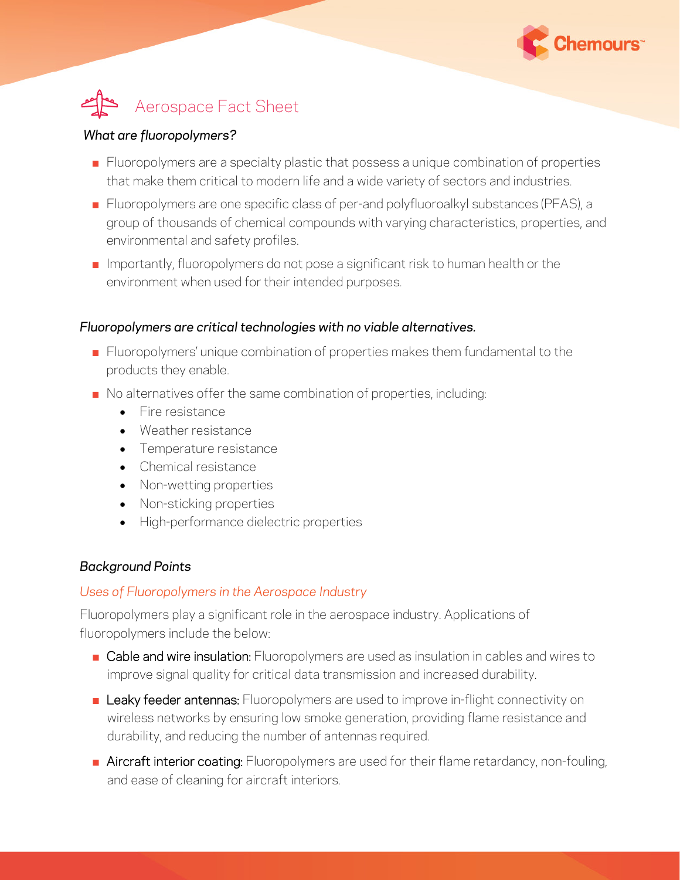# Aerospace Fact Sheet

*What are fluoropolymers?*

- Fluoropolymers are a specialty plastic that possess a unique combination of properties that make them critical to modern life and a wide variety of sectors and industries.
- Fluoropolymers are one specific class of per-and polyfluoroalkyl substances (PFAS), a group of thousands of chemical compounds with varying characteristics, properties, and environmental and safety profiles.
- Importantly, fluoropolymers do not pose a significant risk to human health or the environment when used for their intended purposes.

*Fluoropolymers are critical technologies with no viable alternatives.*

- Fluoropolymers' unique combination of properties makes them fundamental to the products they enable.
- No alternatives offer the same combination of properties, including:
  - Fire resistance
  - Weather resistance
  - Temperature resistance
  - Chemical resistance
  - Non-wetting properties
  - Non-sticking properties
  - High-performance dielectric properties

*Background Points*

*Uses of Fluoropolymers in the Aerospace Industry*

Fluoropolymers play a significant role in the aerospace industry. Applications of fluoropolymers include the below:

- Cable and wire insulation: Fluoropolymers are used as insulation in cables and wires to improve signal quality for critical data transmission and increased durability.
- Leaky feeder antennas: Fluoropolymers are used to improve in-flight connectivity on wireless networks by ensuring low smoke generation, providing flame resistance and durability, and reducing the number of antennas required.
- Aircraft interior coating: Fluoropolymers are used for their flame retardancy, non-fouling, and ease of cleaning for aircraft interiors.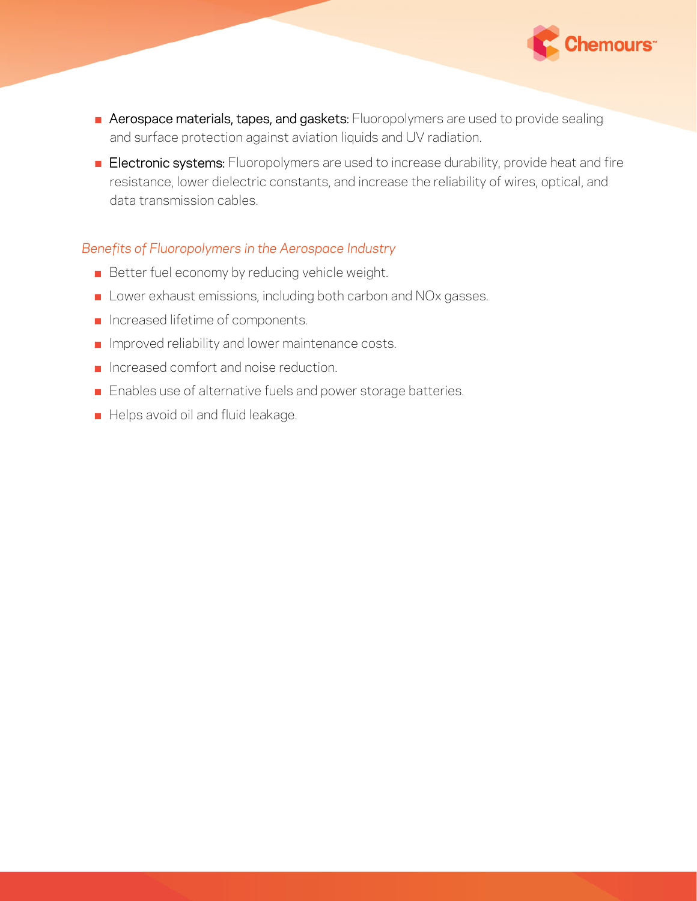- **Aerospace materials, tapes, and gaskets:** Fluoropolymers are used to provide sealing and surface protection against aviation liquids and UV radiation.
- **Electronic systems:** Fluoropolymers are used to increase durability, provide heat and fire resistance, lower dielectric constants, and increase the reliability of wires, optical, and data transmission cables.

*Benefits of Fluoropolymers in the Aerospace Industry*

- Better fuel economy by reducing vehicle weight.
- Lower exhaust emissions, including both carbon and NOx gasses.
- Increased lifetime of components.
- Improved reliability and lower maintenance costs.
- Increased comfort and noise reduction.
- Enables use of alternative fuels and power storage batteries.
- Helps avoid oil and fluid leakage.